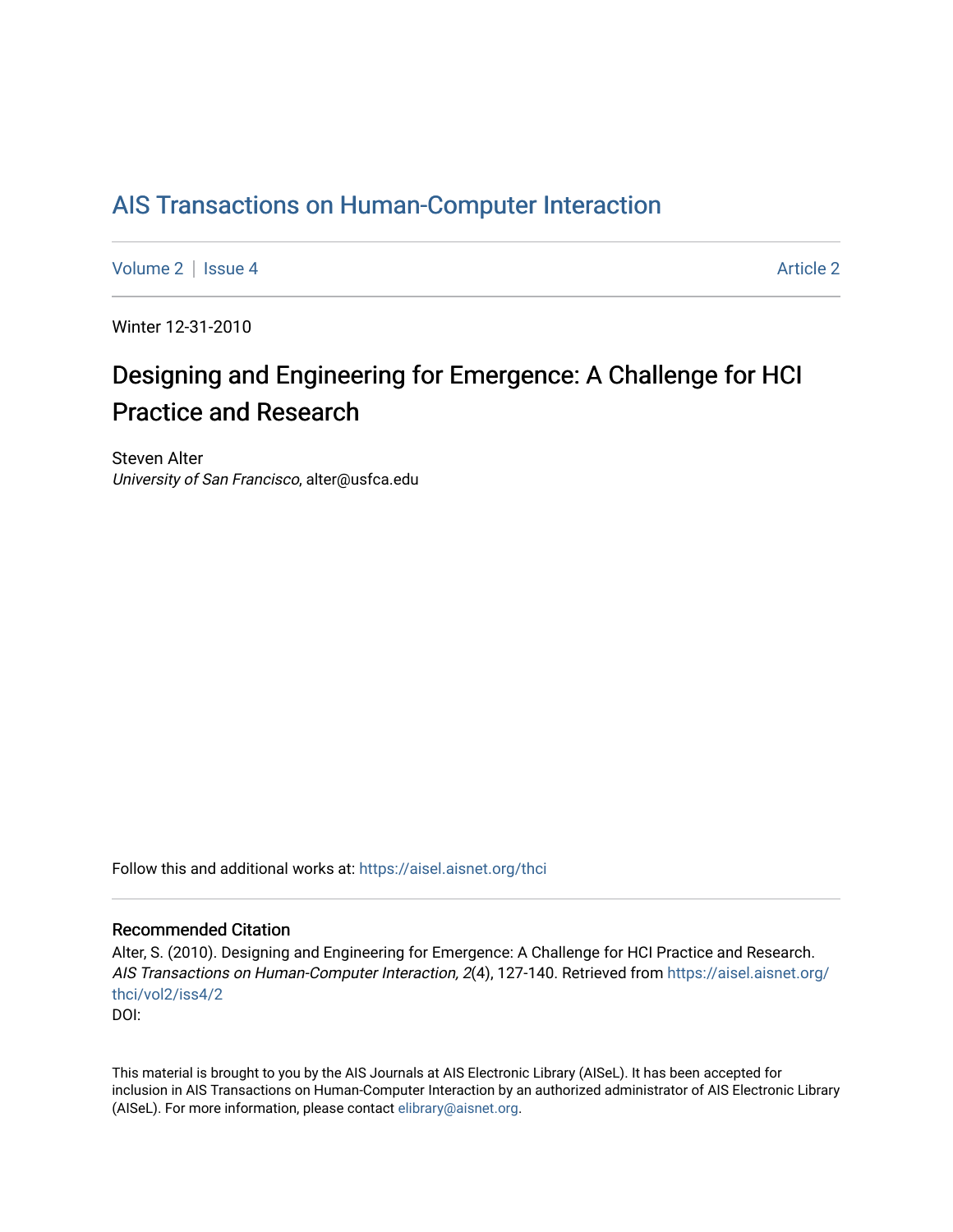# AIS Transactions on Human-Computer Interaction

Volume 2 | Issue 4 Article 2

Winter 12-31-2010

## Designing and Engineering for Emergence: A Challenge for HCI Practice and Research

Steven Alter
*University of San Francisco*, alter@usfca.edu

Follow this and additional works at: https://aisel.aisnet.org/thci

### Recommended Citation

Alter, S. (2010). Designing and Engineering for Emergence: A Challenge for HCI Practice and Research. *AIS Transactions on Human-Computer Interaction, 2*(4), 127-140. Retrieved from https://aisel.aisnet.org/thci/vol2/iss4/2
DOI:

This material is brought to you by the AIS Journals at AIS Electronic Library (AISeL). It has been accepted for inclusion in AIS Transactions on Human-Computer Interaction by an authorized administrator of AIS Electronic Library (AISeL). For more information, please contact elibrary@aisnet.org.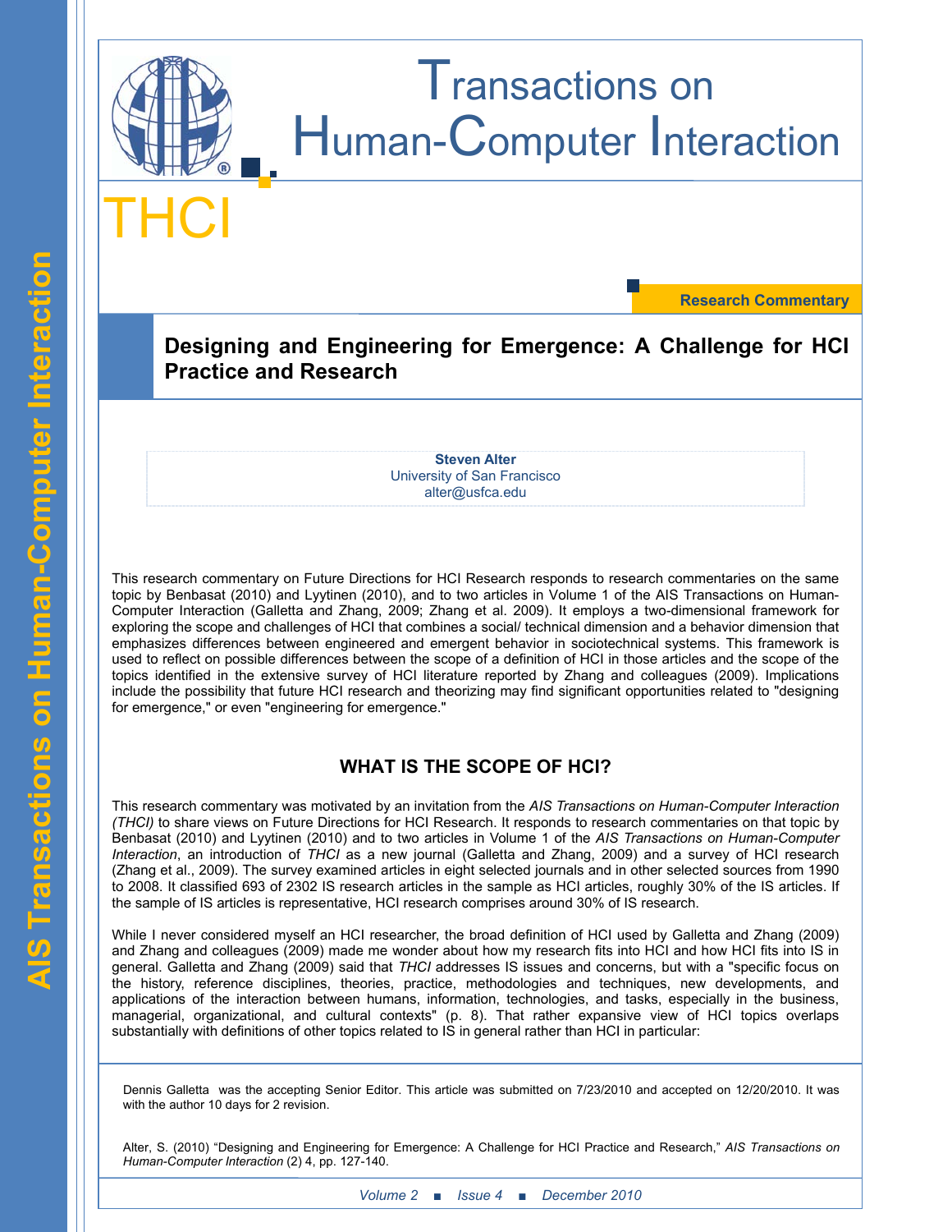# Designing and Engineering for Emergence: A Challenge for HCI Practice and Research

**Steven Alter**
University of San Francisco
alter@usfca.edu

This research commentary on Future Directions for HCI Research responds to research commentaries on the same topic by Benbasat (2010) and Lyytinen (2010), and to two articles in Volume 1 of the AIS Transactions on Human-Computer Interaction (Galletta and Zhang, 2009; Zhang et al. 2009). It employs a two-dimensional framework for exploring the scope and challenges of HCI that combines a social/ technical dimension and a behavior dimension that emphasizes differences between engineered and emergent behavior in sociotechnical systems. This framework is used to reflect on possible differences between the scope of a definition of HCI in those articles and the scope of the topics identified in the extensive survey of HCI literature reported by Zhang and colleagues (2009). Implications include the possibility that future HCI research and theorizing may find significant opportunities related to "designing for emergence," or even "engineering for emergence."

## WHAT IS THE SCOPE OF HCI?

This research commentary was motivated by an invitation from the *AIS Transactions on Human-Computer Interaction (THCI)* to share views on Future Directions for HCI Research. It responds to research commentaries on that topic by Benbasat (2010) and Lyytinen (2010) and to two articles in Volume 1 of the *AIS Transactions on Human-Computer Interaction*, an introduction of *THCI* as a new journal (Galletta and Zhang, 2009) and a survey of HCI research (Zhang et al., 2009). The survey examined articles in eight selected journals and in other selected sources from 1990 to 2008. It classified 693 of 2302 IS research articles in the sample as HCI articles, roughly 30% of the IS articles. If the sample of IS articles is representative, HCI research comprises around 30% of IS research.

While I never considered myself an HCI researcher, the broad definition of HCI used by Galletta and Zhang (2009) and Zhang and colleagues (2009) made me wonder about how my research fits into HCI and how HCI fits into IS in general. Galletta and Zhang (2009) said that *THCI* addresses IS issues and concerns, but with a "specific focus on the history, reference disciplines, theories, practice, methodologies and techniques, new developments, and applications of the interaction between humans, information, technologies, and tasks, especially in the business, managerial, organizational, and cultural contexts" (p. 8). That rather expansive view of HCI topics overlaps substantially with definitions of other topics related to IS in general rather than HCI in particular:

Dennis Galletta was the accepting Senior Editor. This article was submitted on 7/23/2010 and accepted on 12/20/2010. It was with the author 10 days for 2 revision.

Alter, S. (2010) "Designing and Engineering for Emergence: A Challenge for HCI Practice and Research," *AIS Transactions on Human-Computer Interaction* (2) 4, pp. 127-140.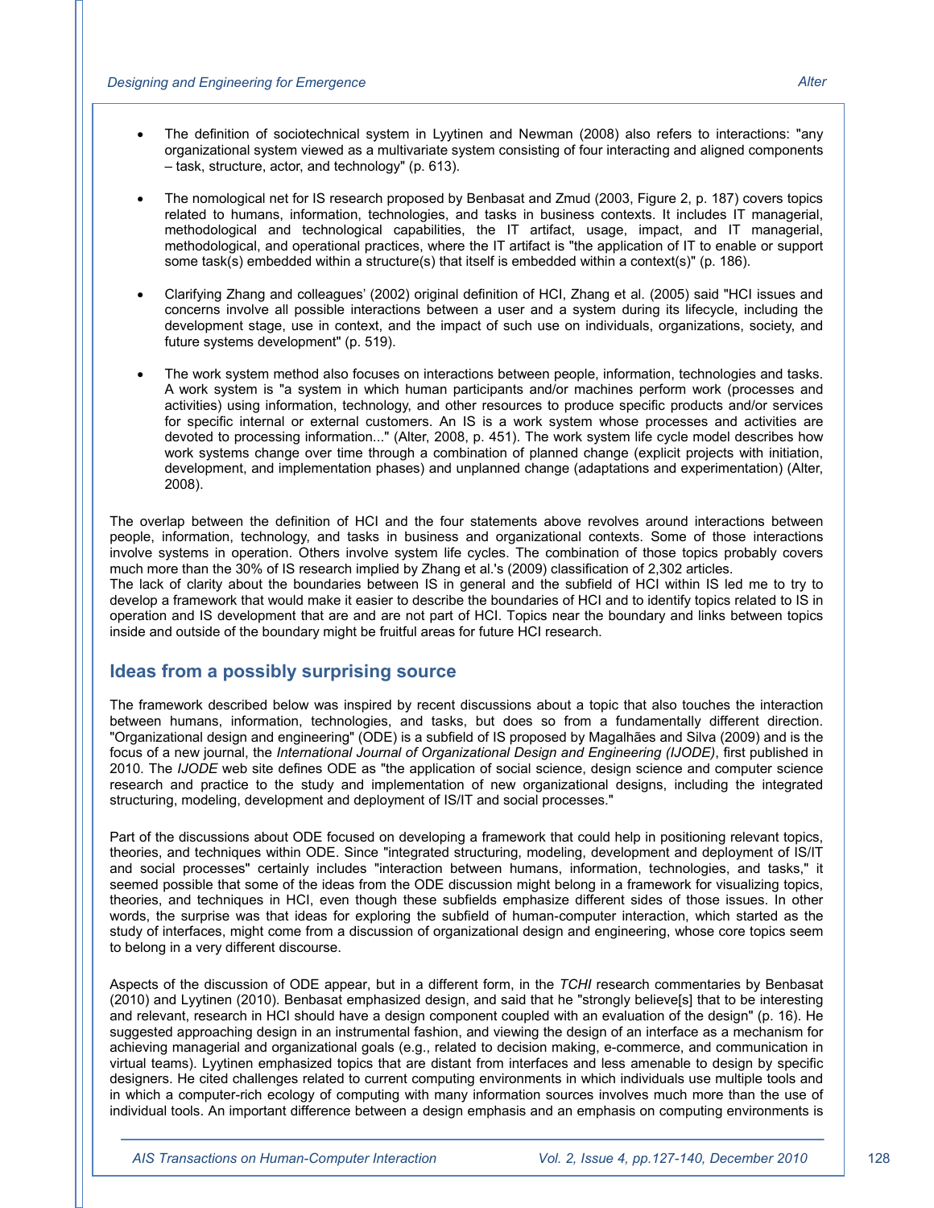- The definition of sociotechnical system in Lyytinen and Newman (2008) also refers to interactions: "any organizational system viewed as a multivariate system consisting of four interacting and aligned components – task, structure, actor, and technology" (p. 613).

- The nomological net for IS research proposed by Benbasat and Zmud (2003, Figure 2, p. 187) covers topics related to humans, information, technologies, and tasks in business contexts. It includes IT managerial, methodological and technological capabilities, the IT artifact, usage, impact, and IT managerial, methodological, and operational practices, where the IT artifact is "the application of IT to enable or support some task(s) embedded within a structure(s) that itself is embedded within a context(s)" (p. 186).

- Clarifying Zhang and colleagues' (2002) original definition of HCI, Zhang et al. (2005) said "HCI issues and concerns involve all possible interactions between a user and a system during its lifecycle, including the development stage, use in context, and the impact of such use on individuals, organizations, society, and future systems development" (p. 519).

- The work system method also focuses on interactions between people, information, technologies and tasks. A work system is "a system in which human participants and/or machines perform work (processes and activities) using information, technology, and other resources to produce specific products and/or services for specific internal or external customers. An IS is a work system whose processes and activities are devoted to processing information..." (Alter, 2008, p. 451). The work system life cycle model describes how work systems change over time through a combination of planned change (explicit projects with initiation, development, and implementation phases) and unplanned change (adaptations and experimentation) (Alter, 2008).

The overlap between the definition of HCI and the four statements above revolves around interactions between people, information, technology, and tasks in business and organizational contexts. Some of those interactions involve systems in operation. Others involve system life cycles. The combination of those topics probably covers much more than the 30% of IS research implied by Zhang et al.'s (2009) classification of 2,302 articles.

The lack of clarity about the boundaries between IS in general and the subfield of HCI within IS led me to try to develop a framework that would make it easier to describe the boundaries of HCI and to identify topics related to IS in operation and IS development that are and are not part of HCI. Topics near the boundary and links between topics inside and outside of the boundary might be fruitful areas for future HCI research.

## Ideas from a possibly surprising source

The framework described below was inspired by recent discussions about a topic that also touches the interaction between humans, information, technologies, and tasks, but does so from a fundamentally different direction. "Organizational design and engineering" (ODE) is a subfield of IS proposed by Magalhães and Silva (2009) and is the focus of a new journal, the *International Journal of Organizational Design and Engineering (IJODE)*, first published in 2010. The *IJODE* web site defines ODE as "the application of social science, design science and computer science research and practice to the study and implementation of new organizational designs, including the integrated structuring, modeling, development and deployment of IS/IT and social processes."

Part of the discussions about ODE focused on developing a framework that could help in positioning relevant topics, theories, and techniques within ODE. Since "integrated structuring, modeling, development and deployment of IS/IT and social processes" certainly includes "interaction between humans, information, technologies, and tasks," it seemed possible that some of the ideas from the ODE discussion might belong in a framework for visualizing topics, theories, and techniques in HCI, even though these subfields emphasize different sides of those issues. In other words, the surprise was that ideas for exploring the subfield of human-computer interaction, which started as the study of interfaces, might come from a discussion of organizational design and engineering, whose core topics seem to belong in a very different discourse.

Aspects of the discussion of ODE appear, but in a different form, in the *TCHI* research commentaries by Benbasat (2010) and Lyytinen (2010). Benbasat emphasized design, and said that he "strongly believe[s] that to be interesting and relevant, research in HCI should have a design component coupled with an evaluation of the design" (p. 16). He suggested approaching design in an instrumental fashion, and viewing the design of an interface as a mechanism for achieving managerial and organizational goals (e.g., related to decision making, e-commerce, and communication in virtual teams). Lyytinen emphasized topics that are distant from interfaces and less amenable to design by specific designers. He cited challenges related to current computing environments in which individuals use multiple tools and in which a computer-rich ecology of computing with many information sources involves much more than the use of individual tools. An important difference between a design emphasis and an emphasis on computing environments is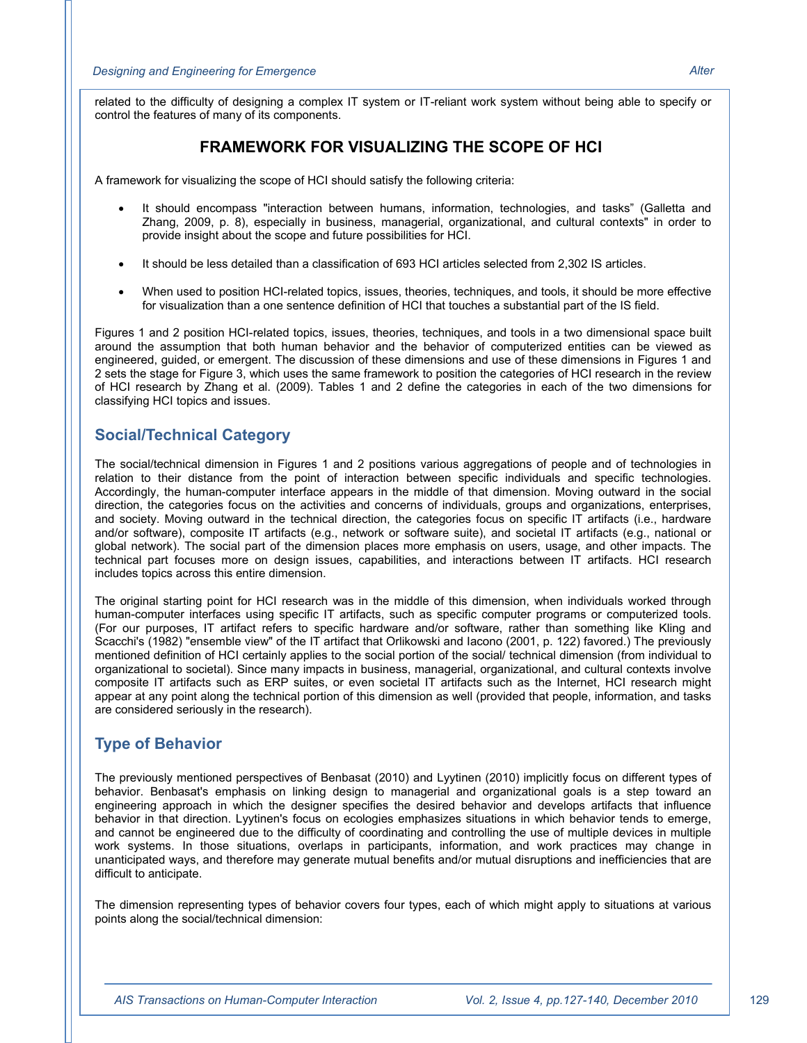related to the difficulty of designing a complex IT system or IT-reliant work system without being able to specify or control the features of many of its components.

## FRAMEWORK FOR VISUALIZING THE SCOPE OF HCI

A framework for visualizing the scope of HCI should satisfy the following criteria:

- It should encompass "interaction between humans, information, technologies, and tasks" (Galletta and Zhang, 2009, p. 8), especially in business, managerial, organizational, and cultural contexts" in order to provide insight about the scope and future possibilities for HCI.
- It should be less detailed than a classification of 693 HCI articles selected from 2,302 IS articles.
- When used to position HCI-related topics, issues, theories, techniques, and tools, it should be more effective for visualization than a one sentence definition of HCI that touches a substantial part of the IS field.

Figures 1 and 2 position HCI-related topics, issues, theories, techniques, and tools in a two dimensional space built around the assumption that both human behavior and the behavior of computerized entities can be viewed as engineered, guided, or emergent. The discussion of these dimensions and use of these dimensions in Figures 1 and 2 sets the stage for Figure 3, which uses the same framework to position the categories of HCI research in the review of HCI research by Zhang et al. (2009). Tables 1 and 2 define the categories in each of the two dimensions for classifying HCI topics and issues.

### Social/Technical Category

The social/technical dimension in Figures 1 and 2 positions various aggregations of people and of technologies in relation to their distance from the point of interaction between specific individuals and specific technologies. Accordingly, the human-computer interface appears in the middle of that dimension. Moving outward in the social direction, the categories focus on the activities and concerns of individuals, groups and organizations, enterprises, and society. Moving outward in the technical direction, the categories focus on specific IT artifacts (i.e., hardware and/or software), composite IT artifacts (e.g., network or software suite), and societal IT artifacts (e.g., national or global network). The social part of the dimension places more emphasis on users, usage, and other impacts. The technical part focuses more on design issues, capabilities, and interactions between IT artifacts. HCI research includes topics across this entire dimension.

The original starting point for HCI research was in the middle of this dimension, when individuals worked through human-computer interfaces using specific IT artifacts, such as specific computer programs or computerized tools. (For our purposes, IT artifact refers to specific hardware and/or software, rather than something like Kling and Scacchi's (1982) "ensemble view" of the IT artifact that Orlikowski and Iacono (2001, p. 122) favored.) The previously mentioned definition of HCI certainly applies to the social portion of the social/ technical dimension (from individual to organizational to societal). Since many impacts in business, managerial, organizational, and cultural contexts involve composite IT artifacts such as ERP suites, or even societal IT artifacts such as the Internet, HCI research might appear at any point along the technical portion of this dimension as well (provided that people, information, and tasks are considered seriously in the research).

### Type of Behavior

The previously mentioned perspectives of Benbasat (2010) and Lyytinen (2010) implicitly focus on different types of behavior. Benbasat's emphasis on linking design to managerial and organizational goals is a step toward an engineering approach in which the designer specifies the desired behavior and develops artifacts that influence behavior in that direction. Lyytinen's focus on ecologies emphasizes situations in which behavior tends to emerge, and cannot be engineered due to the difficulty of coordinating and controlling the use of multiple devices in multiple work systems. In those situations, overlaps in participants, information, and work practices may change in unanticipated ways, and therefore may generate mutual benefits and/or mutual disruptions and inefficiencies that are difficult to anticipate.

The dimension representing types of behavior covers four types, each of which might apply to situations at various points along the social/technical dimension: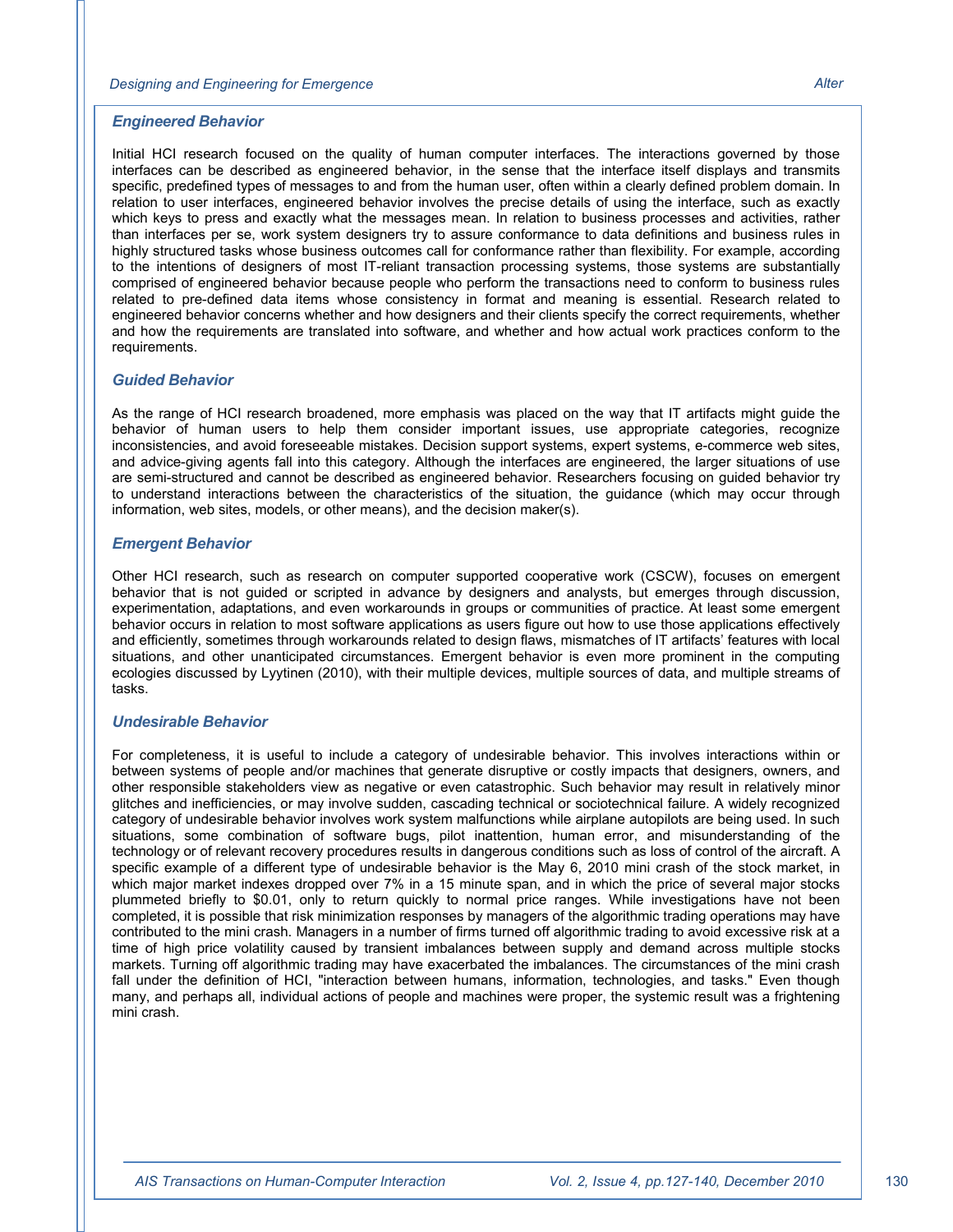### *Engineered Behavior*

Initial HCI research focused on the quality of human computer interfaces. The interactions governed by those interfaces can be described as engineered behavior, in the sense that the interface itself displays and transmits specific, predefined types of messages to and from the human user, often within a clearly defined problem domain. In relation to user interfaces, engineered behavior involves the precise details of using the interface, such as exactly which keys to press and exactly what the messages mean. In relation to business processes and activities, rather than interfaces per se, work system designers try to assure conformance to data definitions and business rules in highly structured tasks whose business outcomes call for conformance rather than flexibility. For example, according to the intentions of designers of most IT-reliant transaction processing systems, those systems are substantially comprised of engineered behavior because people who perform the transactions need to conform to business rules related to pre-defined data items whose consistency in format and meaning is essential. Research related to engineered behavior concerns whether and how designers and their clients specify the correct requirements, whether and how the requirements are translated into software, and whether and how actual work practices conform to the requirements.

### *Guided Behavior*

As the range of HCI research broadened, more emphasis was placed on the way that IT artifacts might guide the behavior of human users to help them consider important issues, use appropriate categories, recognize inconsistencies, and avoid foreseeable mistakes. Decision support systems, expert systems, e-commerce web sites, and advice-giving agents fall into this category. Although the interfaces are engineered, the larger situations of use are semi-structured and cannot be described as engineered behavior. Researchers focusing on guided behavior try to understand interactions between the characteristics of the situation, the guidance (which may occur through information, web sites, models, or other means), and the decision maker(s).

### *Emergent Behavior*

Other HCI research, such as research on computer supported cooperative work (CSCW), focuses on emergent behavior that is not guided or scripted in advance by designers and analysts, but emerges through discussion, experimentation, adaptations, and even workarounds in groups or communities of practice. At least some emergent behavior occurs in relation to most software applications as users figure out how to use those applications effectively and efficiently, sometimes through workarounds related to design flaws, mismatches of IT artifacts' features with local situations, and other unanticipated circumstances. Emergent behavior is even more prominent in the computing ecologies discussed by Lyytinen (2010), with their multiple devices, multiple sources of data, and multiple streams of tasks.

### *Undesirable Behavior*

For completeness, it is useful to include a category of undesirable behavior. This involves interactions within or between systems of people and/or machines that generate disruptive or costly impacts that designers, owners, and other responsible stakeholders view as negative or even catastrophic. Such behavior may result in relatively minor glitches and inefficiencies, or may involve sudden, cascading technical or sociotechnical failure. A widely recognized category of undesirable behavior involves work system malfunctions while airplane autopilots are being used. In such situations, some combination of software bugs, pilot inattention, human error, and misunderstanding of the technology or of relevant recovery procedures results in dangerous conditions such as loss of control of the aircraft. A specific example of a different type of undesirable behavior is the May 6, 2010 mini crash of the stock market, in which major market indexes dropped over 7% in a 15 minute span, and in which the price of several major stocks plummeted briefly to $0.01, only to return quickly to normal price ranges. While investigations have not been completed, it is possible that risk minimization responses by managers of the algorithmic trading operations may have contributed to the mini crash. Managers in a number of firms turned off algorithmic trading to avoid excessive risk at a time of high price volatility caused by transient imbalances between supply and demand across multiple stocks markets. Turning off algorithmic trading may have exacerbated the imbalances. The circumstances of the mini crash fall under the definition of HCI, "interaction between humans, information, technologies, and tasks." Even though many, and perhaps all, individual actions of people and machines were proper, the systemic result was a frightening mini crash.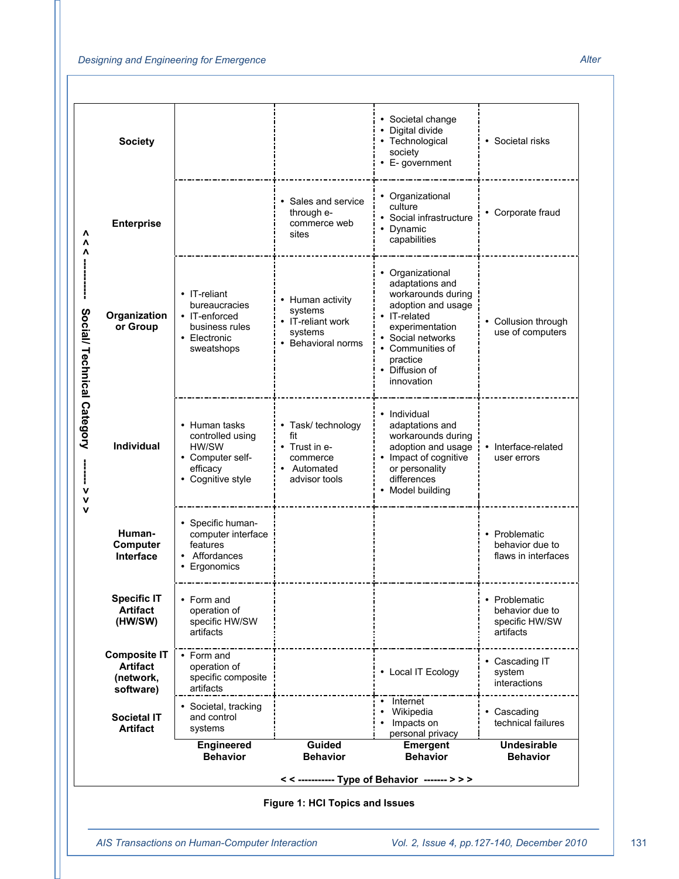| Social/ Technical Category | Engineered Behavior | Guided Behavior | Emergent Behavior | Undesirable Behavior |
|---|---|---|---|---|
| **Society** | | | • Societal change<br>• Digital divide<br>• Technological society<br>• E- government | • Societal risks |
| **Enterprise** | | • Sales and service through e-commerce web sites | • Organizational culture<br>• Social infrastructure<br>• Dynamic capabilities | • Corporate fraud |
| **Organization or Group** | • IT-reliant bureaucracies<br>• IT-enforced business rules<br>• Electronic sweatshops | • Human activity systems<br>• IT-reliant work systems<br>• Behavioral norms | • Organizational adaptations and workarounds during adoption and usage<br>• IT-related experimentation<br>• Social networks<br>• Communities of practice<br>• Diffusion of innovation | • Collusion through use of computers |
| **Individual** | • Human tasks controlled using HW/SW<br>• Computer self-efficacy<br>• Cognitive style | • Task/ technology fit<br>• Trust in e-commerce<br>• Automated advisor tools | • Individual adaptations and workarounds during adoption and usage<br>• Impact of cognitive or personality differences<br>• Model building | • Interface-related user errors |
| **Human-Computer Interface** | • Specific human-computer interface features<br>• Affordances<br>• Ergonomics | | | • Problematic behavior due to flaws in interfaces |
| **Specific IT Artifact (HW/SW)** | • Form and operation of specific HW/SW artifacts | | | • Problematic behavior due to specific HW/SW artifacts |
| **Composite IT Artifact (network, software)** | • Form and operation of specific composite artifacts | | • Local IT Ecology | • Cascading IT system interactions |
| **Societal IT Artifact** | • Societal, tracking and control systems | | • Internet<br>• Wikipedia<br>• Impacts on personal privacy | • Cascading technical failures |

Vertical axis: < < < ---------- Social/ Technical Category ---------- > > >

Horizontal axis: < < ---------- Type of Behavior ------- > > >

**Figure 1: HCI Topics and Issues**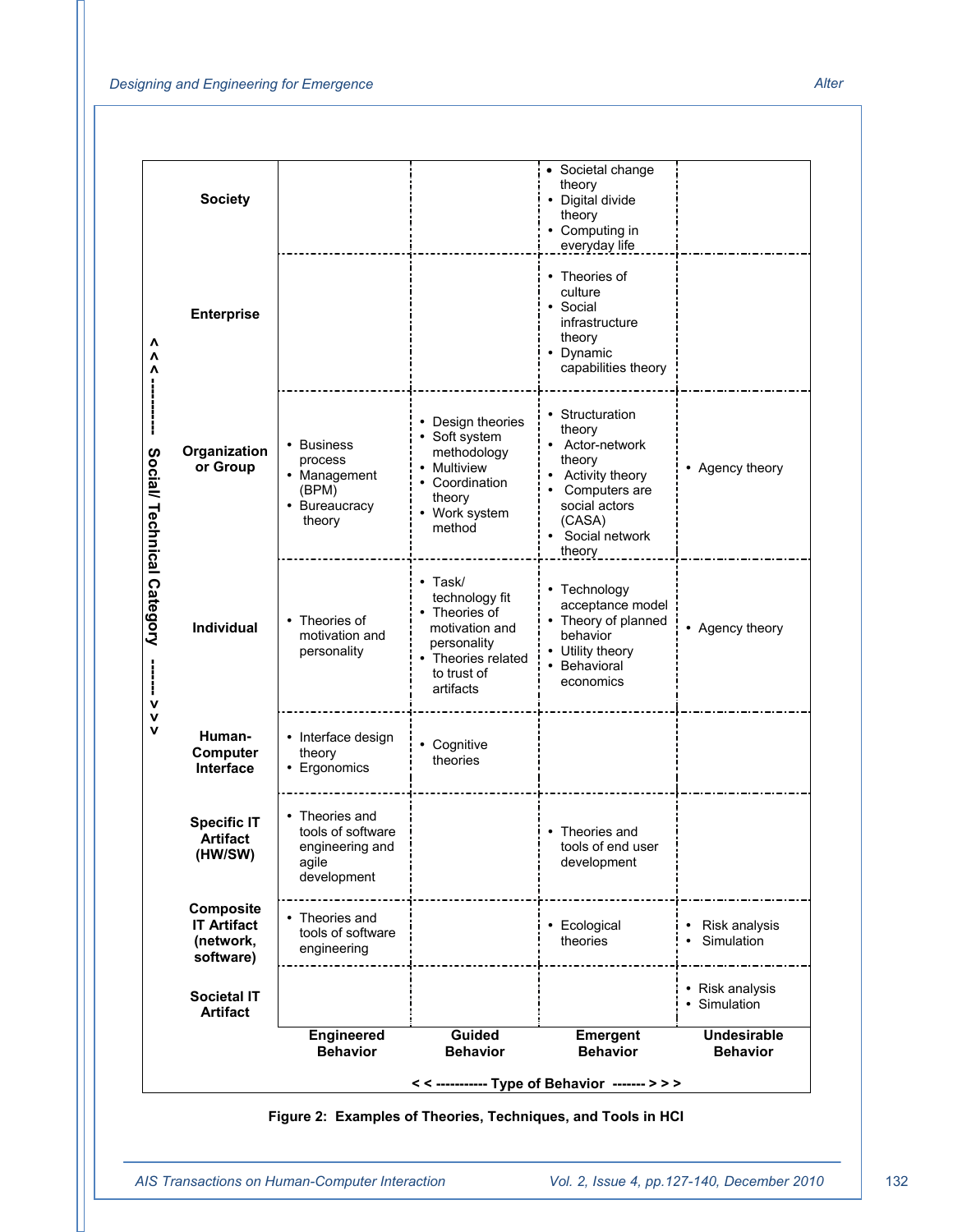| Social/ Technical Category | Engineered Behavior | Guided Behavior | Emergent Behavior | Undesirable Behavior |
|---|---|---|---|---|
| **Society** | | | • Societal change theory<br>• Digital divide theory<br>• Computing in everyday life | |
| **Enterprise** | | | • Theories of culture<br>• Social infrastructure theory<br>• Dynamic capabilities theory | |
| **Organization or Group** | • Business process<br>• Management (BPM)<br>• Bureaucracy theory | • Design theories<br>• Soft system methodology<br>• Multiview<br>• Coordination theory<br>• Work system method | • Structuration theory<br>• Actor-network theory<br>• Activity theory<br>• Computers are social actors (CASA)<br>• Social network theory | • Agency theory |
| **Individual** | • Theories of motivation and personality | • Task/ technology fit<br>• Theories of motivation and personality<br>• Theories related to trust of artifacts | • Technology acceptance model<br>• Theory of planned behavior<br>• Utility theory<br>• Behavioral economics | • Agency theory |
| **Human-Computer Interface** | • Interface design theory<br>• Ergonomics | • Cognitive theories | | |
| **Specific IT Artifact (HW/SW)** | • Theories and tools of software engineering and agile development | | • Theories and tools of end user development | |
| **Composite IT Artifact (network, software)** | • Theories and tools of software engineering | | • Ecological theories | • Risk analysis<br>• Simulation |
| **Societal IT Artifact** | | | | • Risk analysis<br>• Simulation |

< < ----------- Type of Behavior ------- > > >

**Figure 2: Examples of Theories, Techniques, and Tools in HCI**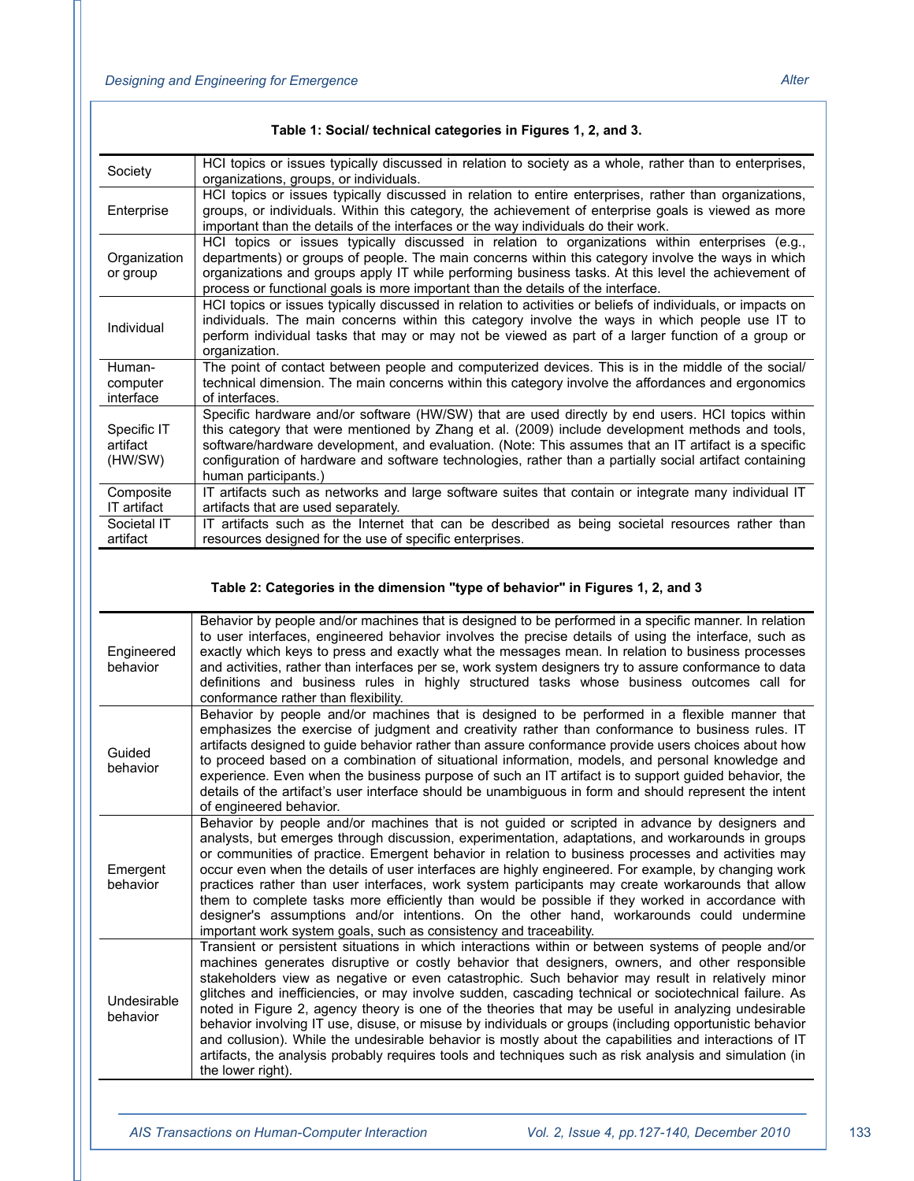**Table 1: Social/ technical categories in Figures 1, 2, and 3.**

| | |
|---|---|
| Society | HCI topics or issues typically discussed in relation to society as a whole, rather than to enterprises, organizations, groups, or individuals. |
| Enterprise | HCI topics or issues typically discussed in relation to entire enterprises, rather than organizations, groups, or individuals. Within this category, the achievement of enterprise goals is viewed as more important than the details of the interfaces or the way individuals do their work. |
| Organization or group | HCI topics or issues typically discussed in relation to organizations within enterprises (e.g., departments) or groups of people. The main concerns within this category involve the ways in which organizations and groups apply IT while performing business tasks. At this level the achievement of process or functional goals is more important than the details of the interface. |
| Individual | HCI topics or issues typically discussed in relation to activities or beliefs of individuals, or impacts on individuals. The main concerns within this category involve the ways in which people use IT to perform individual tasks that may or may not be viewed as part of a larger function of a group or organization. |
| Human-computer interface | The point of contact between people and computerized devices. This is in the middle of the social/ technical dimension. The main concerns within this category involve the affordances and ergonomics of interfaces. |
| Specific IT artifact (HW/SW) | Specific hardware and/or software (HW/SW) that are used directly by end users. HCI topics within this category that were mentioned by Zhang et al. (2009) include development methods and tools, software/hardware development, and evaluation. (Note: This assumes that an IT artifact is a specific configuration of hardware and software technologies, rather than a partially social artifact containing human participants.) |
| Composite IT artifact | IT artifacts such as networks and large software suites that contain or integrate many individual IT artifacts that are used separately. |
| Societal IT artifact | IT artifacts such as the Internet that can be described as being societal resources rather than resources designed for the use of specific enterprises. |

**Table 2: Categories in the dimension "type of behavior" in Figures 1, 2, and 3**

| | |
|---|---|
| Engineered behavior | Behavior by people and/or machines that is designed to be performed in a specific manner. In relation to user interfaces, engineered behavior involves the precise details of using the interface, such as exactly which keys to press and exactly what the messages mean. In relation to business processes and activities, rather than interfaces per se, work system designers try to assure conformance to data definitions and business rules in highly structured tasks whose business outcomes call for conformance rather than flexibility. |
| Guided behavior | Behavior by people and/or machines that is designed to be performed in a flexible manner that emphasizes the exercise of judgment and creativity rather than conformance to business rules. IT artifacts designed to guide behavior rather than assure conformance provide users choices about how to proceed based on a combination of situational information, models, and personal knowledge and experience. Even when the business purpose of such an IT artifact is to support guided behavior, the details of the artifact's user interface should be unambiguous in form and should represent the intent of engineered behavior. |
| Emergent behavior | Behavior by people and/or machines that is not guided or scripted in advance by designers and analysts, but emerges through discussion, experimentation, adaptations, and workarounds in groups or communities of practice. Emergent behavior in relation to business processes and activities may occur even when the details of user interfaces are highly engineered. For example, by changing work practices rather than user interfaces, work system participants may create workarounds that allow them to complete tasks more efficiently than would be possible if they worked in accordance with designer's assumptions and/or intentions. On the other hand, workarounds could undermine important work system goals, such as consistency and traceability. |
| Undesirable behavior | Transient or persistent situations in which interactions within or between systems of people and/or machines generates disruptive or costly behavior that designers, owners, and other responsible stakeholders view as negative or even catastrophic. Such behavior may result in relatively minor glitches and inefficiencies, or may involve sudden, cascading technical or sociotechnical failure. As noted in Figure 2, agency theory is one of the theories that may be useful in analyzing undesirable behavior involving IT use, disuse, or misuse by individuals or groups (including opportunistic behavior and collusion). While the undesirable behavior is mostly about the capabilities and interactions of IT artifacts, the analysis probably requires tools and techniques such as risk analysis and simulation (in the lower right). |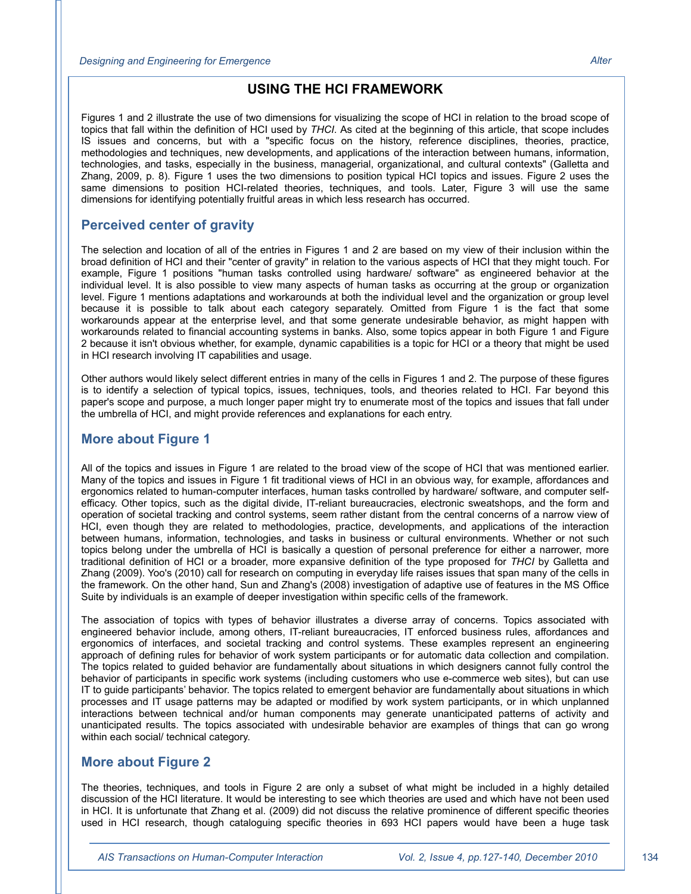## USING THE HCI FRAMEWORK

Figures 1 and 2 illustrate the use of two dimensions for visualizing the scope of HCI in relation to the broad scope of topics that fall within the definition of HCI used by *THCI*. As cited at the beginning of this article, that scope includes IS issues and concerns, but with a "specific focus on the history, reference disciplines, theories, practice, methodologies and techniques, new developments, and applications of the interaction between humans, information, technologies, and tasks, especially in the business, managerial, organizational, and cultural contexts" (Galletta and Zhang, 2009, p. 8). Figure 1 uses the two dimensions to position typical HCI topics and issues. Figure 2 uses the same dimensions to position HCI-related theories, techniques, and tools. Later, Figure 3 will use the same dimensions for identifying potentially fruitful areas in which less research has occurred.

### Perceived center of gravity

The selection and location of all of the entries in Figures 1 and 2 are based on my view of their inclusion within the broad definition of HCI and their "center of gravity" in relation to the various aspects of HCI that they might touch. For example, Figure 1 positions "human tasks controlled using hardware/ software" as engineered behavior at the individual level. It is also possible to view many aspects of human tasks as occurring at the group or organization level. Figure 1 mentions adaptations and workarounds at both the individual level and the organization or group level because it is possible to talk about each category separately. Omitted from Figure 1 is the fact that some workarounds appear at the enterprise level, and that some generate undesirable behavior, as might happen with workarounds related to financial accounting systems in banks. Also, some topics appear in both Figure 1 and Figure 2 because it isn't obvious whether, for example, dynamic capabilities is a topic for HCI or a theory that might be used in HCI research involving IT capabilities and usage.

Other authors would likely select different entries in many of the cells in Figures 1 and 2. The purpose of these figures is to identify a selection of typical topics, issues, techniques, tools, and theories related to HCI. Far beyond this paper's scope and purpose, a much longer paper might try to enumerate most of the topics and issues that fall under the umbrella of HCI, and might provide references and explanations for each entry.

### More about Figure 1

All of the topics and issues in Figure 1 are related to the broad view of the scope of HCI that was mentioned earlier. Many of the topics and issues in Figure 1 fit traditional views of HCI in an obvious way, for example, affordances and ergonomics related to human-computer interfaces, human tasks controlled by hardware/ software, and computer self-efficacy. Other topics, such as the digital divide, IT-reliant bureaucracies, electronic sweatshops, and the form and operation of societal tracking and control systems, seem rather distant from the central concerns of a narrow view of HCI, even though they are related to methodologies, practice, developments, and applications of the interaction between humans, information, technologies, and tasks in business or cultural environments. Whether or not such topics belong under the umbrella of HCI is basically a question of personal preference for either a narrower, more traditional definition of HCI or a broader, more expansive definition of the type proposed for *THCI* by Galletta and Zhang (2009). Yoo's (2010) call for research on computing in everyday life raises issues that span many of the cells in the framework. On the other hand, Sun and Zhang's (2008) investigation of adaptive use of features in the MS Office Suite by individuals is an example of deeper investigation within specific cells of the framework.

The association of topics with types of behavior illustrates a diverse array of concerns. Topics associated with engineered behavior include, among others, IT-reliant bureaucracies, IT enforced business rules, affordances and ergonomics of interfaces, and societal tracking and control systems. These examples represent an engineering approach of defining rules for behavior of work system participants or for automatic data collection and compilation. The topics related to guided behavior are fundamentally about situations in which designers cannot fully control the behavior of participants in specific work systems (including customers who use e-commerce web sites), but can use IT to guide participants' behavior. The topics related to emergent behavior are fundamentally about situations in which processes and IT usage patterns may be adapted or modified by work system participants, or in which unplanned interactions between technical and/or human components may generate unanticipated patterns of activity and unanticipated results. The topics associated with undesirable behavior are examples of things that can go wrong within each social/ technical category.

### More about Figure 2

The theories, techniques, and tools in Figure 2 are only a subset of what might be included in a highly detailed discussion of the HCI literature. It would be interesting to see which theories are used and which have not been used in HCI. It is unfortunate that Zhang et al. (2009) did not discuss the relative prominence of different specific theories used in HCI research, though cataloguing specific theories in 693 HCI papers would have been a huge task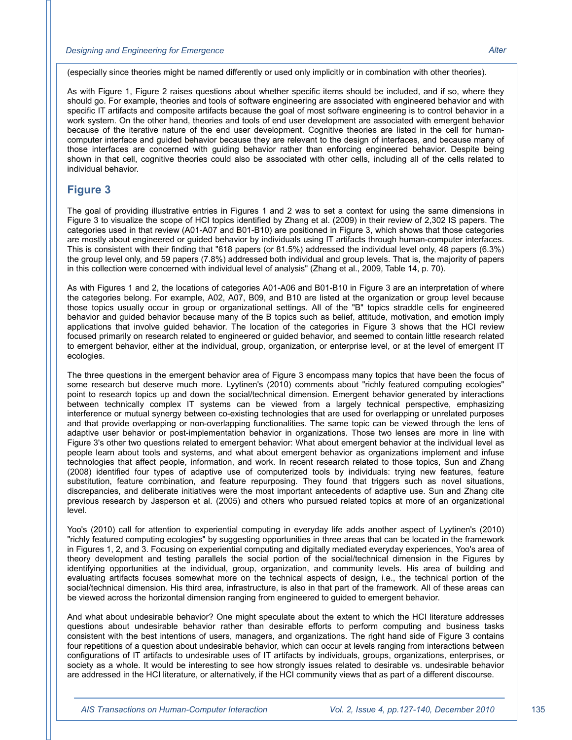(especially since theories might be named differently or used only implicitly or in combination with other theories).

As with Figure 1, Figure 2 raises questions about whether specific items should be included, and if so, where they should go. For example, theories and tools of software engineering are associated with engineered behavior and with specific IT artifacts and composite artifacts because the goal of most software engineering is to control behavior in a work system. On the other hand, theories and tools of end user development are associated with emergent behavior because of the iterative nature of the end user development. Cognitive theories are listed in the cell for human-computer interface and guided behavior because they are relevant to the design of interfaces, and because many of those interfaces are concerned with guiding behavior rather than enforcing engineered behavior. Despite being shown in that cell, cognitive theories could also be associated with other cells, including all of the cells related to individual behavior.

## Figure 3

The goal of providing illustrative entries in Figures 1 and 2 was to set a context for using the same dimensions in Figure 3 to visualize the scope of HCI topics identified by Zhang et al. (2009) in their review of 2,302 IS papers. The categories used in that review (A01-A07 and B01-B10) are positioned in Figure 3, which shows that those categories are mostly about engineered or guided behavior by individuals using IT artifacts through human-computer interfaces. This is consistent with their finding that "618 papers (or 81.5%) addressed the individual level only, 48 papers (6.3%) the group level only, and 59 papers (7.8%) addressed both individual and group levels. That is, the majority of papers in this collection were concerned with individual level of analysis" (Zhang et al., 2009, Table 14, p. 70).

As with Figures 1 and 2, the locations of categories A01-A06 and B01-B10 in Figure 3 are an interpretation of where the categories belong. For example, A02, A07, B09, and B10 are listed at the organization or group level because those topics usually occur in group or organizational settings. All of the "B" topics straddle cells for engineered behavior and guided behavior because many of the B topics such as belief, attitude, motivation, and emotion imply applications that involve guided behavior. The location of the categories in Figure 3 shows that the HCI review focused primarily on research related to engineered or guided behavior, and seemed to contain little research related to emergent behavior, either at the individual, group, organization, or enterprise level, or at the level of emergent IT ecologies.

The three questions in the emergent behavior area of Figure 3 encompass many topics that have been the focus of some research but deserve much more. Lyytinen's (2010) comments about "richly featured computing ecologies" point to research topics up and down the social/technical dimension. Emergent behavior generated by interactions between technically complex IT systems can be viewed from a largely technical perspective, emphasizing interference or mutual synergy between co-existing technologies that are used for overlapping or unrelated purposes and that provide overlapping or non-overlapping functionalities. The same topic can be viewed through the lens of adaptive user behavior or post-implementation behavior in organizations. Those two lenses are more in line with Figure 3's other two questions related to emergent behavior: What about emergent behavior at the individual level as people learn about tools and systems, and what about emergent behavior as organizations implement and infuse technologies that affect people, information, and work. In recent research related to those topics, Sun and Zhang (2008) identified four types of adaptive use of computerized tools by individuals: trying new features, feature substitution, feature combination, and feature repurposing. They found that triggers such as novel situations, discrepancies, and deliberate initiatives were the most important antecedents of adaptive use. Sun and Zhang cite previous research by Jasperson et al. (2005) and others who pursued related topics at more of an organizational level.

Yoo's (2010) call for attention to experiential computing in everyday life adds another aspect of Lyytinen's (2010) "richly featured computing ecologies" by suggesting opportunities in three areas that can be located in the framework in Figures 1, 2, and 3. Focusing on experiential computing and digitally mediated everyday experiences, Yoo's area of theory development and testing parallels the social portion of the social/technical dimension in the Figures by identifying opportunities at the individual, group, organization, and community levels. His area of building and evaluating artifacts focuses somewhat more on the technical aspects of design, i.e., the technical portion of the social/technical dimension. His third area, infrastructure, is also in that part of the framework. All of these areas can be viewed across the horizontal dimension ranging from engineered to guided to emergent behavior.

And what about undesirable behavior? One might speculate about the extent to which the HCI literature addresses questions about undesirable behavior rather than desirable efforts to perform computing and business tasks consistent with the best intentions of users, managers, and organizations. The right hand side of Figure 3 contains four repetitions of a question about undesirable behavior, which can occur at levels ranging from interactions between configurations of IT artifacts to undesirable uses of IT artifacts by individuals, groups, organizations, enterprises, or society as a whole. It would be interesting to see how strongly issues related to desirable vs. undesirable behavior are addressed in the HCI literature, or alternatively, if the HCI community views that as part of a different discourse.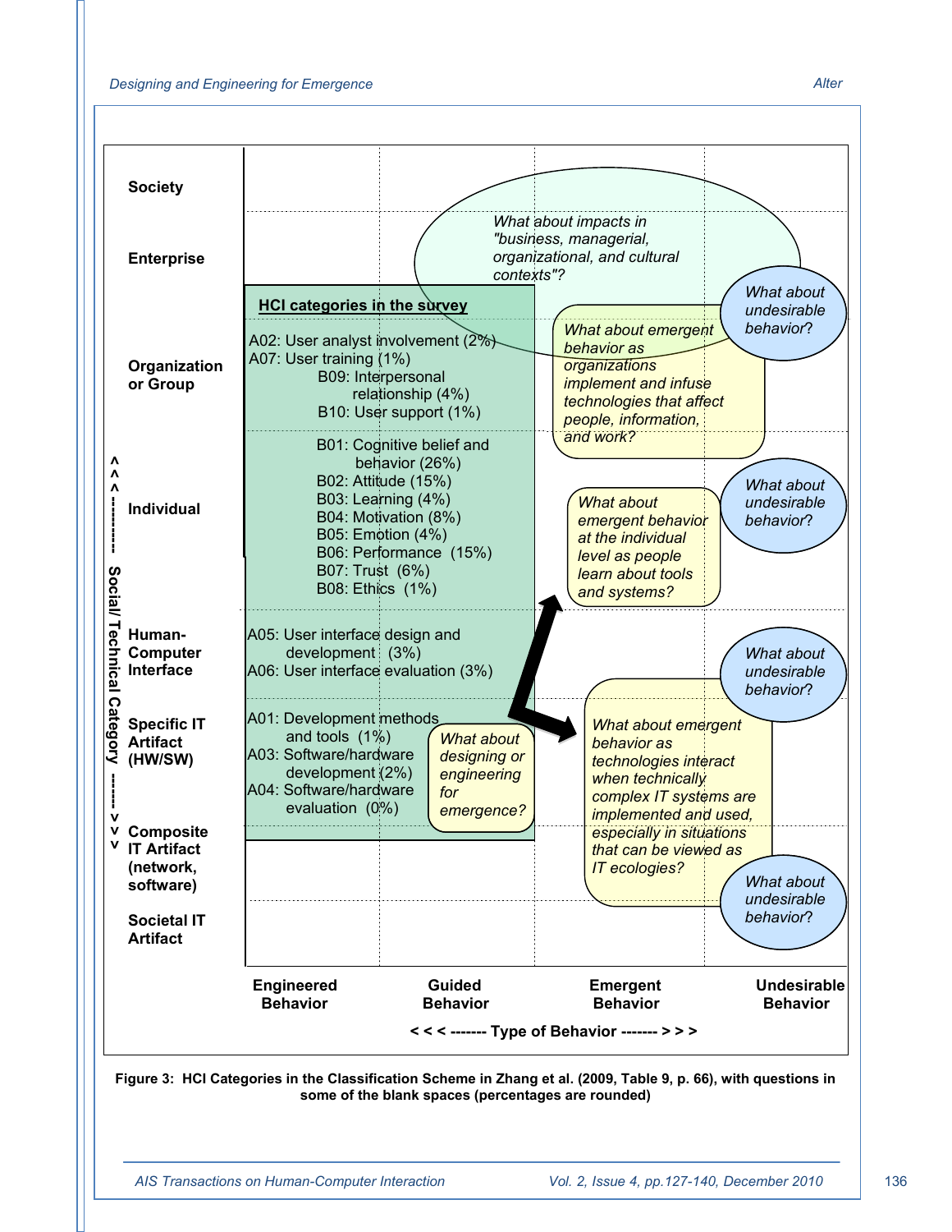| Social/Technical Category | Engineered Behavior | Guided Behavior | Emergent Behavior | Undesirable Behavior |
|---|---|---|---|---|
| Society | | | | |
| Enterprise | | | *What about impacts in "business, managerial, organizational, and cultural contexts"?* | |
| Organization or Group | **HCI categories in the survey** A02: User analyst involvement (2%) A07: User training (1%) | B09: Interpersonal relationship (4%) B10: User support (1%) | *What about emergent behavior as organizations implement and infuse technologies that affect people, information, and work?* | *What about undesirable behavior?* |
| Individual | | B01: Cognitive belief and behavior (26%) B02: Attitude (15%) B03: Learning (4%) B04: Motivation (8%) B05: Emotion (4%) B06: Performance (15%) B07: Trust (6%) B08: Ethics (1%) | *What about emergent behavior at the individual level as people learn about tools and systems?* | *What about undesirable behavior?* |
| Human-Computer Interface | A05: User interface design and development (3%) A06: User interface evaluation (3%) | | | *What about undesirable behavior?* |
| Specific IT Artifact (HW/SW) | A01: Development methods and tools (1%) A03: Software/hardware development (2%) A04: Software/hardware evaluation (0%) | *What about designing or engineering for emergence?* | *What about emergent behavior as technologies interact when technically complex IT systems are implemented and used, especially in situations that can be viewed as IT ecologies?* | |
| Composite IT Artifact (network, software) | | | | *What about undesirable behavior?* |
| Societal IT Artifact | | | | |

< < < ------- Type of Behavior ------- > > >

**Figure 3: HCI Categories in the Classification Scheme in Zhang et al. (2009, Table 9, p. 66), with questions in some of the blank spaces (percentages are rounded)**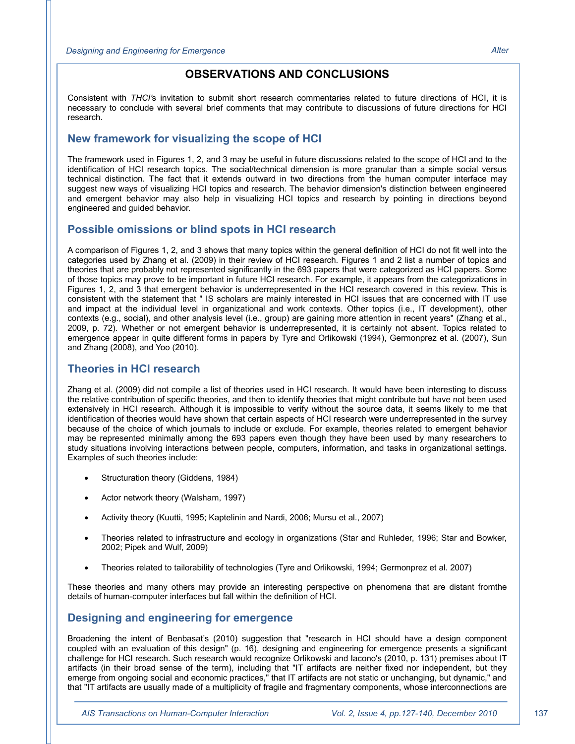## OBSERVATIONS AND CONCLUSIONS

Consistent with *THCI*'s invitation to submit short research commentaries related to future directions of HCI, it is necessary to conclude with several brief comments that may contribute to discussions of future directions for HCI research.

### New framework for visualizing the scope of HCI

The framework used in Figures 1, 2, and 3 may be useful in future discussions related to the scope of HCI and to the identification of HCI research topics. The social/technical dimension is more granular than a simple social versus technical distinction. The fact that it extends outward in two directions from the human computer interface may suggest new ways of visualizing HCI topics and research. The behavior dimension's distinction between engineered and emergent behavior may also help in visualizing HCI topics and research by pointing in directions beyond engineered and guided behavior.

### Possible omissions or blind spots in HCI research

A comparison of Figures 1, 2, and 3 shows that many topics within the general definition of HCI do not fit well into the categories used by Zhang et al. (2009) in their review of HCI research. Figures 1 and 2 list a number of topics and theories that are probably not represented significantly in the 693 papers that were categorized as HCI papers. Some of those topics may prove to be important in future HCI research. For example, it appears from the categorizations in Figures 1, 2, and 3 that emergent behavior is underrepresented in the HCI research covered in this review. This is consistent with the statement that " IS scholars are mainly interested in HCI issues that are concerned with IT use and impact at the individual level in organizational and work contexts. Other topics (i.e., IT development), other contexts (e.g., social), and other analysis level (i.e., group) are gaining more attention in recent years" (Zhang et al., 2009, p. 72). Whether or not emergent behavior is underrepresented, it is certainly not absent. Topics related to emergence appear in quite different forms in papers by Tyre and Orlikowski (1994), Germonprez et al. (2007), Sun and Zhang (2008), and Yoo (2010).

### Theories in HCI research

Zhang et al. (2009) did not compile a list of theories used in HCI research. It would have been interesting to discuss the relative contribution of specific theories, and then to identify theories that might contribute but have not been used extensively in HCI research. Although it is impossible to verify without the source data, it seems likely to me that identification of theories would have shown that certain aspects of HCI research were underrepresented in the survey because of the choice of which journals to include or exclude. For example, theories related to emergent behavior may be represented minimally among the 693 papers even though they have been used by many researchers to study situations involving interactions between people, computers, information, and tasks in organizational settings. Examples of such theories include:

- Structuration theory (Giddens, 1984)
- Actor network theory (Walsham, 1997)
- Activity theory (Kuutti, 1995; Kaptelinin and Nardi, 2006; Mursu et al., 2007)
- Theories related to infrastructure and ecology in organizations (Star and Ruhleder, 1996; Star and Bowker, 2002; Pipek and Wulf, 2009)
- Theories related to tailorability of technologies (Tyre and Orlikowski, 1994; Germonprez et al. 2007)

These theories and many others may provide an interesting perspective on phenomena that are distant fromthe details of human-computer interfaces but fall within the definition of HCI.

### Designing and engineering for emergence

Broadening the intent of Benbasat's (2010) suggestion that "research in HCI should have a design component coupled with an evaluation of this design" (p. 16), designing and engineering for emergence presents a significant challenge for HCI research. Such research would recognize Orlikowski and Iacono's (2010, p. 131) premises about IT artifacts (in their broad sense of the term), including that "IT artifacts are neither fixed nor independent, but they emerge from ongoing social and economic practices," that IT artifacts are not static or unchanging, but dynamic," and that "IT artifacts are usually made of a multiplicity of fragile and fragmentary components, whose interconnections are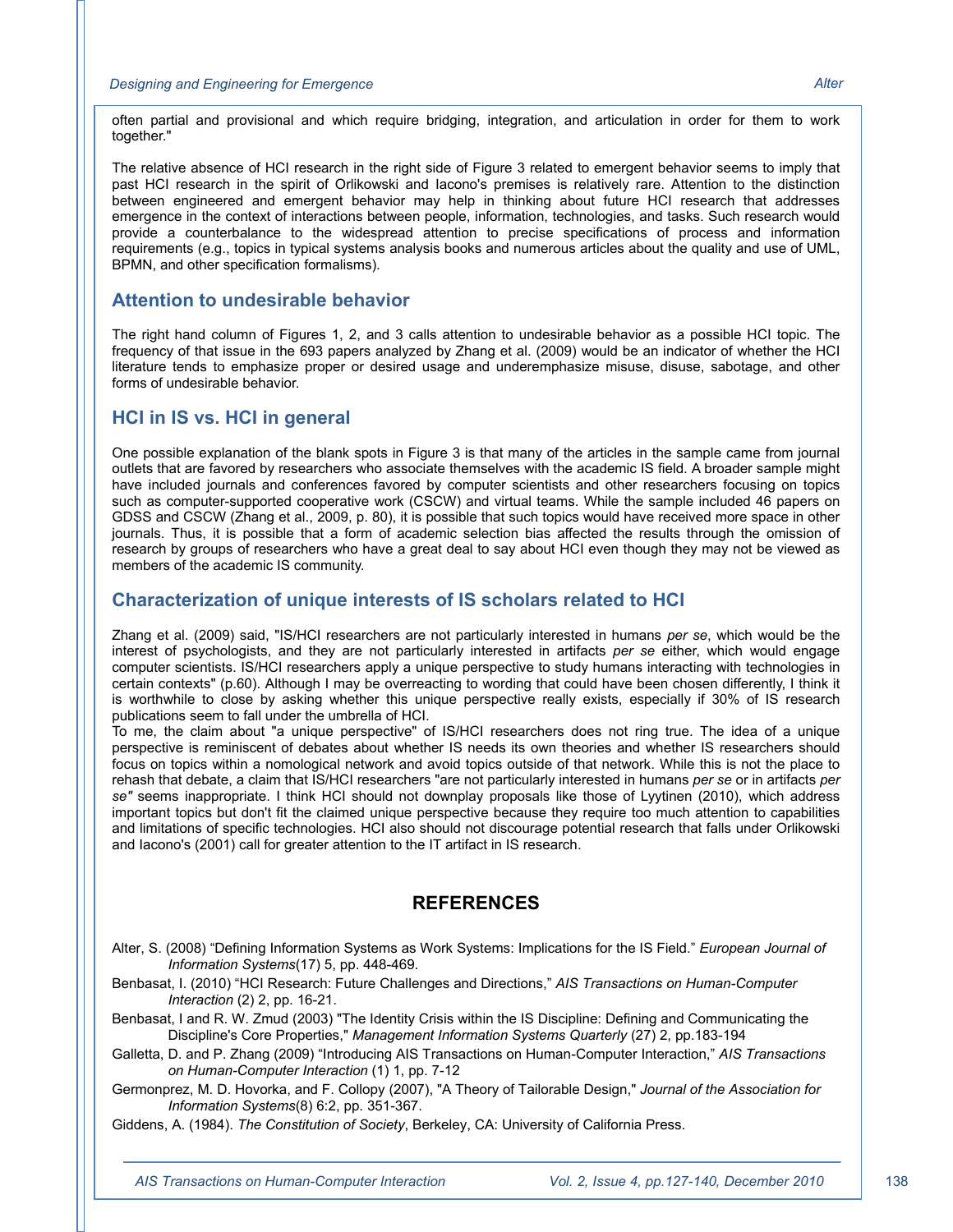often partial and provisional and which require bridging, integration, and articulation in order for them to work together."

The relative absence of HCI research in the right side of Figure 3 related to emergent behavior seems to imply that past HCI research in the spirit of Orlikowski and Iacono's premises is relatively rare. Attention to the distinction between engineered and emergent behavior may help in thinking about future HCI research that addresses emergence in the context of interactions between people, information, technologies, and tasks. Such research would provide a counterbalance to the widespread attention to precise specifications of process and information requirements (e.g., topics in typical systems analysis books and numerous articles about the quality and use of UML, BPMN, and other specification formalisms).

## Attention to undesirable behavior

The right hand column of Figures 1, 2, and 3 calls attention to undesirable behavior as a possible HCI topic. The frequency of that issue in the 693 papers analyzed by Zhang et al. (2009) would be an indicator of whether the HCI literature tends to emphasize proper or desired usage and underemphasize misuse, disuse, sabotage, and other forms of undesirable behavior.

## HCI in IS vs. HCI in general

One possible explanation of the blank spots in Figure 3 is that many of the articles in the sample came from journal outlets that are favored by researchers who associate themselves with the academic IS field. A broader sample might have included journals and conferences favored by computer scientists and other researchers focusing on topics such as computer-supported cooperative work (CSCW) and virtual teams. While the sample included 46 papers on GDSS and CSCW (Zhang et al., 2009, p. 80), it is possible that such topics would have received more space in other journals. Thus, it is possible that a form of academic selection bias affected the results through the omission of research by groups of researchers who have a great deal to say about HCI even though they may not be viewed as members of the academic IS community.

## Characterization of unique interests of IS scholars related to HCI

Zhang et al. (2009) said, "IS/HCI researchers are not particularly interested in humans *per se*, which would be the interest of psychologists, and they are not particularly interested in artifacts *per se* either, which would engage computer scientists. IS/HCI researchers apply a unique perspective to study humans interacting with technologies in certain contexts" (p.60). Although I may be overreacting to wording that could have been chosen differently, I think it is worthwhile to close by asking whether this unique perspective really exists, especially if 30% of IS research publications seem to fall under the umbrella of HCI.

To me, the claim about "a unique perspective" of IS/HCI researchers does not ring true. The idea of a unique perspective is reminiscent of debates about whether IS needs its own theories and whether IS researchers should focus on topics within a nomological network and avoid topics outside of that network. While this is not the place to rehash that debate, a claim that IS/HCI researchers "are not particularly interested in humans *per se* or in artifacts *per se"* seems inappropriate. I think HCI should not downplay proposals like those of Lyytinen (2010), which address important topics but don't fit the claimed unique perspective because they require too much attention to capabilities and limitations of specific technologies. HCI also should not discourage potential research that falls under Orlikowski and Iacono's (2001) call for greater attention to the IT artifact in IS research.

# REFERENCES

Alter, S. (2008) "Defining Information Systems as Work Systems: Implications for the IS Field." *European Journal of Information Systems*(17) 5, pp. 448-469.

Benbasat, I. (2010) "HCI Research: Future Challenges and Directions," *AIS Transactions on Human-Computer Interaction* (2) 2, pp. 16-21.

Benbasat, I and R. W. Zmud (2003) "The Identity Crisis within the IS Discipline: Defining and Communicating the Discipline's Core Properties," *Management Information Systems Quarterly* (27) 2, pp.183-194

Galletta, D. and P. Zhang (2009) "Introducing AIS Transactions on Human-Computer Interaction," *AIS Transactions on Human-Computer Interaction* (1) 1, pp. 7-12

Germonprez, M. D. Hovorka, and F. Collopy (2007), "A Theory of Tailorable Design," *Journal of the Association for Information Systems*(8) 6:2, pp. 351-367.

Giddens, A. (1984). *The Constitution of Society*, Berkeley, CA: University of California Press.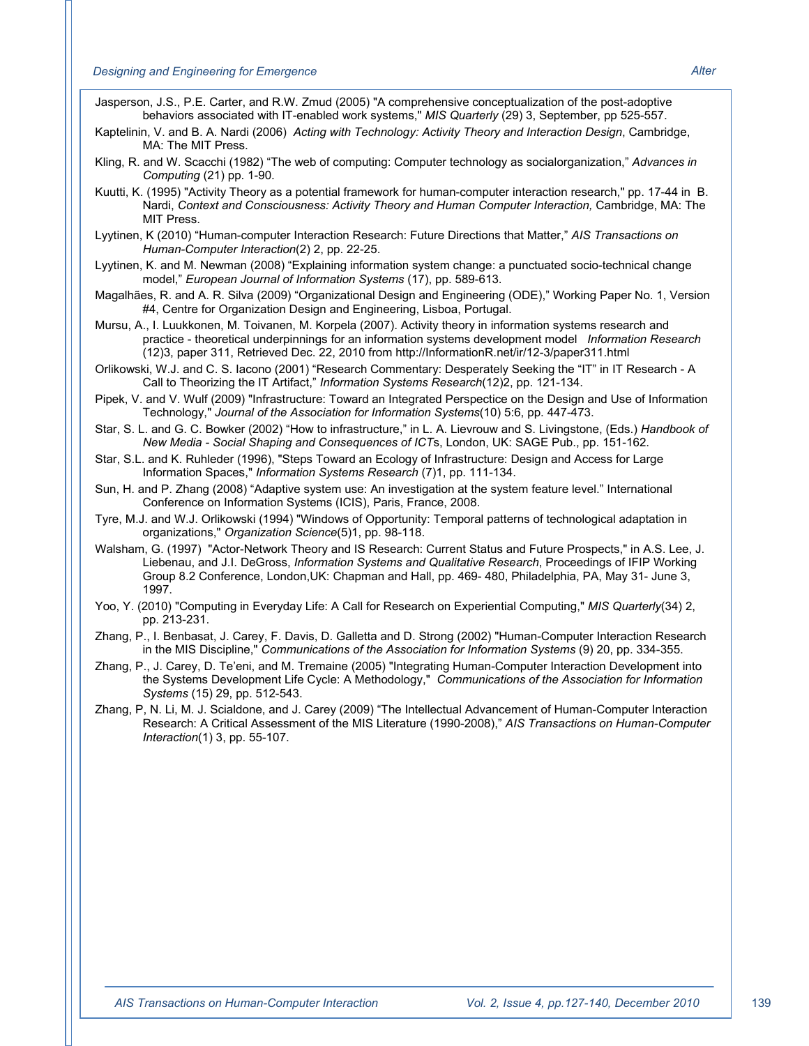Jasperson, J.S., P.E. Carter, and R.W. Zmud (2005) "A comprehensive conceptualization of the post-adoptive behaviors associated with IT-enabled work systems," *MIS Quarterly* (29) 3, September, pp 525-557.

Kaptelinin, V. and B. A. Nardi (2006) *Acting with Technology: Activity Theory and Interaction Design*, Cambridge, MA: The MIT Press.

Kling, R. and W. Scacchi (1982) “The web of computing: Computer technology as socialorganization,” *Advances in Computing* (21) pp. 1-90.

Kuutti, K. (1995) "Activity Theory as a potential framework for human-computer interaction research," pp. 17-44 in B. Nardi, *Context and Consciousness: Activity Theory and Human Computer Interaction,* Cambridge, MA: The MIT Press.

Lyytinen, K (2010) “Human-computer Interaction Research: Future Directions that Matter,” *AIS Transactions on Human-Computer Interaction*(2) 2, pp. 22-25.

Lyytinen, K. and M. Newman (2008) “Explaining information system change: a punctuated socio-technical change model,” *European Journal of Information Systems* (17), pp. 589-613.

Magalhães, R. and A. R. Silva (2009) “Organizational Design and Engineering (ODE),” Working Paper No. 1, Version #4, Centre for Organization Design and Engineering, Lisboa, Portugal.

Mursu, A., I. Luukkonen, M. Toivanen, M. Korpela (2007). Activity theory in information systems research and practice - theoretical underpinnings for an information systems development model *Information Research* (12)3, paper 311, Retrieved Dec. 22, 2010 from http://InformationR.net/ir/12-3/paper311.html

Orlikowski, W.J. and C. S. Iacono (2001) “Research Commentary: Desperately Seeking the “IT” in IT Research - A Call to Theorizing the IT Artifact,” *Information Systems Research*(12)2, pp. 121-134.

Pipek, V. and V. Wulf (2009) "Infrastructure: Toward an Integrated Perspective on the Design and Use of Information Technology," *Journal of the Association for Information Systems*(10) 5:6, pp. 447-473.

Star, S. L. and G. C. Bowker (2002) “How to infrastructure,” in L. A. Lievrouw and S. Livingstone, (Eds.) *Handbook of New Media - Social Shaping and Consequences of ICTs*, London, UK: SAGE Pub., pp. 151-162.

Star, S.L. and K. Ruhleder (1996), "Steps Toward an Ecology of Infrastructure: Design and Access for Large Information Spaces," *Information Systems Research* (7)1, pp. 111-134.

Sun, H. and P. Zhang (2008) “Adaptive system use: An investigation at the system feature level.” International Conference on Information Systems (ICIS), Paris, France, 2008.

Tyre, M.J. and W.J. Orlikowski (1994) "Windows of Opportunity: Temporal patterns of technological adaptation in organizations," *Organization Science*(5)1, pp. 98-118.

Walsham, G. (1997) "Actor-Network Theory and IS Research: Current Status and Future Prospects," in A.S. Lee, J. Liebenau, and J.I. DeGross, *Information Systems and Qualitative Research*, Proceedings of IFIP Working Group 8.2 Conference, London,UK: Chapman and Hall, pp. 469- 480, Philadelphia, PA, May 31- June 3, 1997.

Yoo, Y. (2010) "Computing in Everyday Life: A Call for Research on Experiential Computing," *MIS Quarterly*(34) 2, pp. 213-231.

Zhang, P., I. Benbasat, J. Carey, F. Davis, D. Galletta and D. Strong (2002) "Human-Computer Interaction Research in the MIS Discipline," *Communications of the Association for Information Systems* (9) 20, pp. 334-355.

Zhang, P., J. Carey, D. Te’eni, and M. Tremaine (2005) "Integrating Human-Computer Interaction Development into the Systems Development Life Cycle: A Methodology," *Communications of the Association for Information Systems* (15) 29, pp. 512-543.

Zhang, P, N. Li, M. J. Scialdone, and J. Carey (2009) “The Intellectual Advancement of Human-Computer Interaction Research: A Critical Assessment of the MIS Literature (1990-2008),” *AIS Transactions on Human-Computer Interaction*(1) 3, pp. 55-107.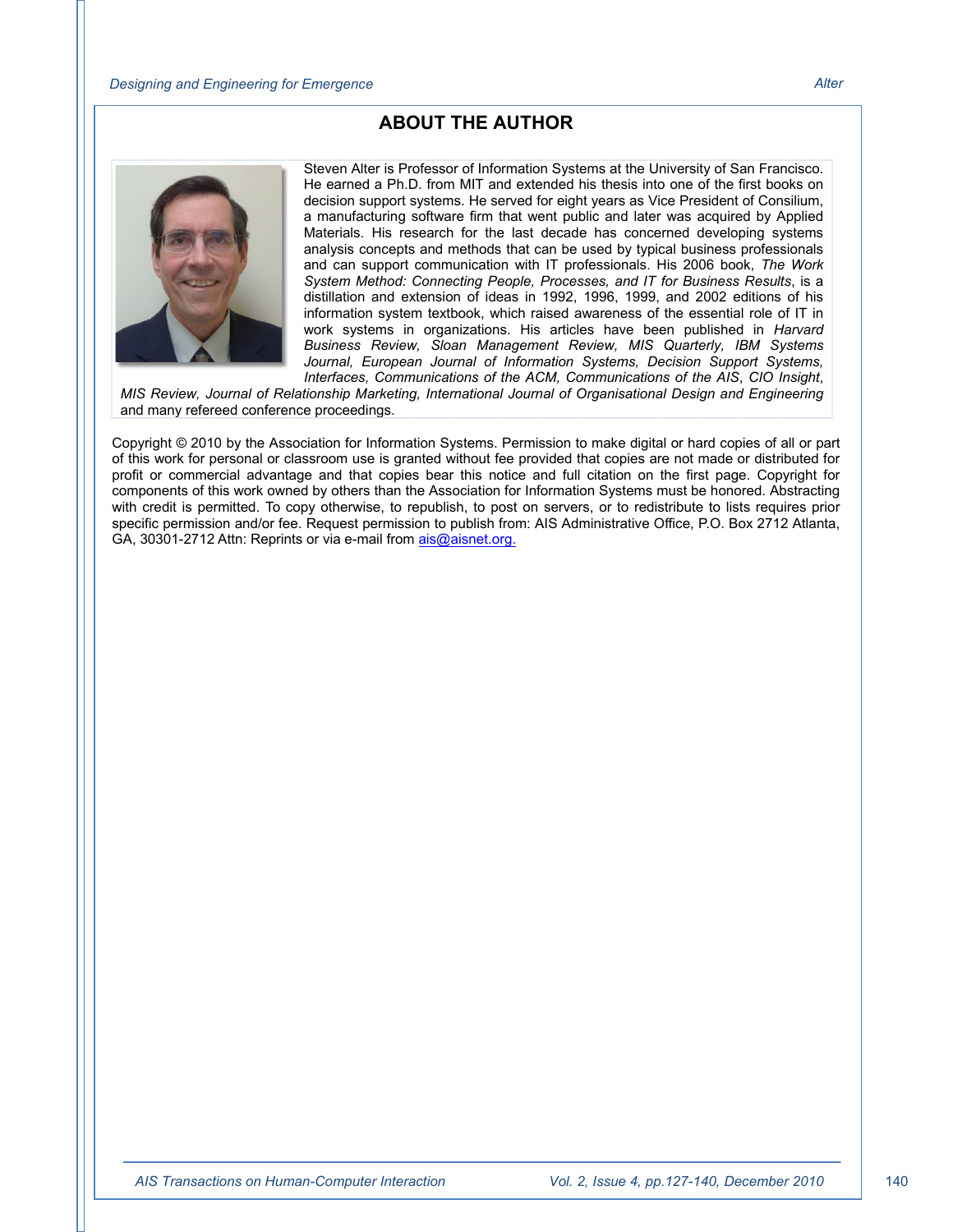## ABOUT THE AUTHOR

Steven Alter is Professor of Information Systems at the University of San Francisco. He earned a Ph.D. from MIT and extended his thesis into one of the first books on decision support systems. He served for eight years as Vice President of Consilium, a manufacturing software firm that went public and later was acquired by Applied Materials. His research for the last decade has concerned developing systems analysis concepts and methods that can be used by typical business professionals and can support communication with IT professionals. His 2006 book, *The Work System Method: Connecting People, Processes, and IT for Business Results*, is a distillation and extension of ideas in 1992, 1996, 1999, and 2002 editions of his information system textbook, which raised awareness of the essential role of IT in work systems in organizations. His articles have been published in *Harvard Business Review, Sloan Management Review, MIS Quarterly, IBM Systems Journal, European Journal of Information Systems, Decision Support Systems, Interfaces, Communications of the ACM, Communications of the AIS*, *CIO Insight*, *MIS Review, Journal of Relationship Marketing, International Journal of Organisational Design and Engineering* and many refereed conference proceedings.

Copyright © 2010 by the Association for Information Systems. Permission to make digital or hard copies of all or part of this work for personal or classroom use is granted without fee provided that copies are not made or distributed for profit or commercial advantage and that copies bear this notice and full citation on the first page. Copyright for components of this work owned by others than the Association for Information Systems must be honored. Abstracting with credit is permitted. To copy otherwise, to republish, to post on servers, or to redistribute to lists requires prior specific permission and/or fee. Request permission to publish from: AIS Administrative Office, P.O. Box 2712 Atlanta, GA, 30301-2712 Attn: Reprints or via e-mail from ais@aisnet.org.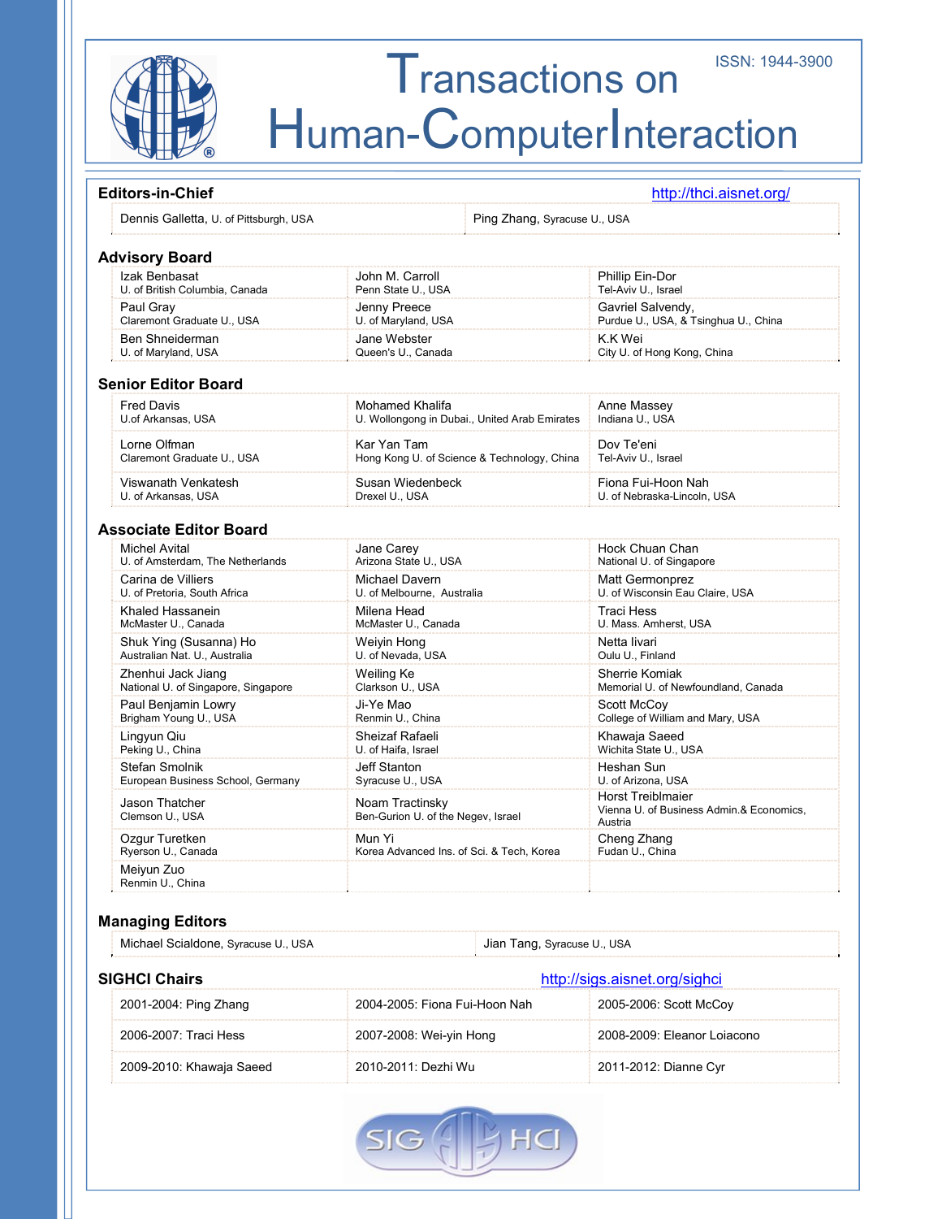# Transactions on Human-Computer Interaction

ISSN: 1944-3900

## Editors-in-Chief

http://thci.aisnet.org/

| | |
|---|---|
| Dennis Galletta, U. of Pittsburgh, USA | Ping Zhang, Syracuse U., USA |

## Advisory Board

| | | |
|---|---|---|
| Izak Benbasat<br>U. of British Columbia, Canada | John M. Carroll<br>Penn State U., USA | Phillip Ein-Dor<br>Tel-Aviv U., Israel |
| Paul Gray<br>Claremont Graduate U., USA | Jenny Preece<br>U. of Maryland, USA | Gavriel Salvendy,<br>Purdue U., USA, & Tsinghua U., China |
| Ben Shneiderman<br>U. of Maryland, USA | Jane Webster<br>Queen's U., Canada | K.K Wei<br>City U. of Hong Kong, China |

## Senior Editor Board

| | | |
|---|---|---|
| Fred Davis<br>U.of Arkansas, USA | Mohamed Khalifa<br>U. Wollongong in Dubai., United Arab Emirates | Anne Massey<br>Indiana U., USA |
| Lorne Olfman<br>Claremont Graduate U., USA | Kar Yan Tam<br>Hong Kong U. of Science & Technology, China | Dov Te'eni<br>Tel-Aviv U., Israel |
| Viswanath Venkatesh<br>U. of Arkansas, USA | Susan Wiedenbeck<br>Drexel U., USA | Fiona Fui-Hoon Nah<br>U. of Nebraska-Lincoln, USA |

## Associate Editor Board

| | | |
|---|---|---|
| Michel Avital<br>U. of Amsterdam, The Netherlands | Jane Carey<br>Arizona State U., USA | Hock Chuan Chan<br>National U. of Singapore |
| Carina de Villiers<br>U. of Pretoria, South Africa | Michael Davern<br>U. of Melbourne, Australia | Matt Germonprez<br>U. of Wisconsin Eau Claire, USA |
| Khaled Hassanein<br>McMaster U., Canada | Milena Head<br>McMaster U., Canada | Traci Hess<br>U. Mass. Amherst, USA |
| Shuk Ying (Susanna) Ho<br>Australian Nat. U., Australia | Weiyin Hong<br>U. of Nevada, USA | Netta Iivari<br>Oulu U., Finland |
| Zhenhui Jack Jiang<br>National U. of Singapore, Singapore | Weiling Ke<br>Clarkson U., USA | Sherrie Komiak<br>Memorial U. of Newfoundland, Canada |
| Paul Benjamin Lowry<br>Brigham Young U., USA | Ji-Ye Mao<br>Renmin U., China | Scott McCoy<br>College of William and Mary, USA |
| Lingyun Qiu<br>Peking U., China | Sheizaf Rafaeli<br>U. of Haifa, Israel | Khawaja Saeed<br>Wichita State U., USA |
| Stefan Smolnik<br>European Business School, Germany | Jeff Stanton<br>Syracuse U., USA | Heshan Sun<br>U. of Arizona, USA |
| Jason Thatcher<br>Clemson U., USA | Noam Tractinsky<br>Ben-Gurion U. of the Negev, Israel | Horst Treiblmaier<br>Vienna U. of Business Admin.& Economics, Austria |
| Ozgur Turetken<br>Ryerson U., Canada | Mun Yi<br>Korea Advanced Ins. of Sci. & Tech, Korea | Cheng Zhang<br>Fudan U., China |
| Meiyun Zuo<br>Renmin U., China | | |

## Managing Editors

| | |
|---|---|
| Michael Scialdone, Syracuse U., USA | Jian Tang, Syracuse U., USA |

## SIGHCI Chairs

http://sigs.aisnet.org/sighci

| | | |
|---|---|---|
| 2001-2004: Ping Zhang | 2004-2005: Fiona Fui-Hoon Nah | 2005-2006: Scott McCoy |
| 2006-2007: Traci Hess | 2007-2008: Wei-yin Hong | 2008-2009: Eleanor Loiacono |
| 2009-2010: Khawaja Saeed | 2010-2011: Dezhi Wu | 2011-2012: Dianne Cyr |